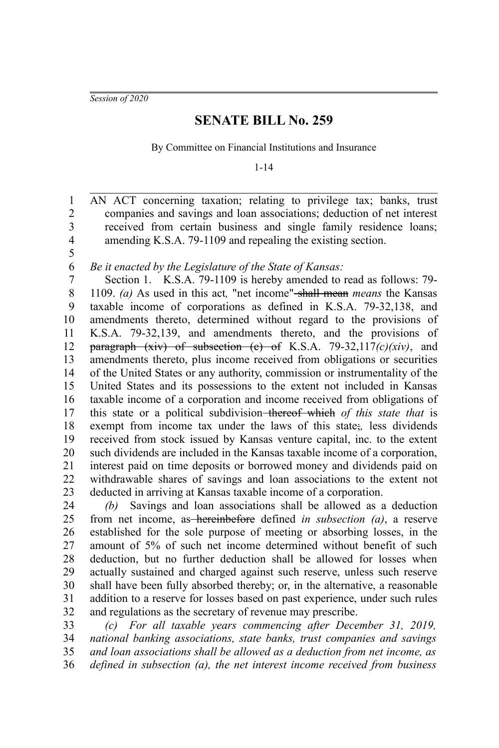*Session of 2020*

# SENATE BILL No. 259

By Committee on Financial Institutions and Insurance

1-14

AN ACT concerning taxation; relating to privilege tax; banks, trust companies and savings and loan associations; deduction of net interest received from certain business and single family residence loans; amending K.S.A. 79-1109 and repealing the existing section.

*Be it enacted by the Legislature of the State of Kansas:*

Section 1. K.S.A. 79-1109 is hereby amended to read as follows: 79-1109. *(a)* As used in this act*,* "net income" ~~shall mean~~ *means* the Kansas taxable income of corporations as defined in K.S.A. 79-32,138, and amendments thereto, determined without regard to the provisions of K.S.A. 79-32,139, and amendments thereto, and the provisions of ~~paragraph (xiv) of subsection (c) of~~ K.S.A. 79-32,117*(c)(xiv)*, and amendments thereto, plus income received from obligations or securities of the United States or any authority, commission or instrumentality of the United States and its possessions to the extent not included in Kansas taxable income of a corporation and income received from obligations of this state or a political subdivision ~~thereof which~~ *of this state that* is exempt from income tax under the laws of this state~~;~~*,* less dividends received from stock issued by Kansas venture capital, inc. to the extent such dividends are included in the Kansas taxable income of a corporation, interest paid on time deposits or borrowed money and dividends paid on withdrawable shares of savings and loan associations to the extent not deducted in arriving at Kansas taxable income of a corporation.

*(b)* Savings and loan associations shall be allowed as a deduction from net income, as ~~hereinbefore~~ defined *in subsection (a)*, a reserve established for the sole purpose of meeting or absorbing losses, in the amount of 5% of such net income determined without benefit of such deduction, but no further deduction shall be allowed for losses when actually sustained and charged against such reserve, unless such reserve shall have been fully absorbed thereby; or, in the alternative, a reasonable addition to a reserve for losses based on past experience, under such rules and regulations as the secretary of revenue may prescribe.

*(c) For all taxable years commencing after December 31, 2019, national banking associations, state banks, trust companies and savings and loan associations shall be allowed as a deduction from net income, as defined in subsection (a), the net interest income received from business*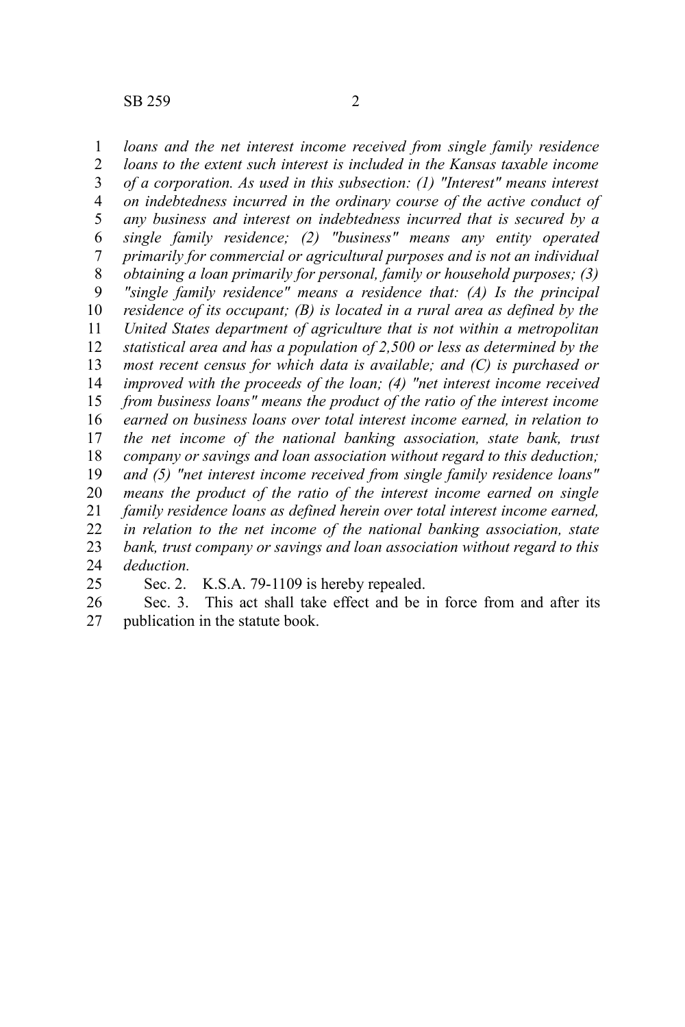*loans and the net interest income received from single family residence loans to the extent such interest is included in the Kansas taxable income of a corporation. As used in this subsection: (1) "Interest" means interest on indebtedness incurred in the ordinary course of the active conduct of any business and interest on indebtedness incurred that is secured by a single family residence; (2) "business" means any entity operated primarily for commercial or agricultural purposes and is not an individual obtaining a loan primarily for personal, family or household purposes; (3) "single family residence" means a residence that: (A) Is the principal residence of its occupant; (B) is located in a rural area as defined by the United States department of agriculture that is not within a metropolitan statistical area and has a population of 2,500 or less as determined by the most recent census for which data is available; and (C) is purchased or improved with the proceeds of the loan; (4) "net interest income received from business loans" means the product of the ratio of the interest income earned on business loans over total interest income earned, in relation to the net income of the national banking association, state bank, trust company or savings and loan association without regard to this deduction; and (5) "net interest income received from single family residence loans" means the product of the ratio of the interest income earned on single family residence loans as defined herein over total interest income earned, in relation to the net income of the national banking association, state bank, trust company or savings and loan association without regard to this deduction.*

Sec. 2. K.S.A. 79-1109 is hereby repealed.

Sec. 3. This act shall take effect and be in force from and after its publication in the statute book.